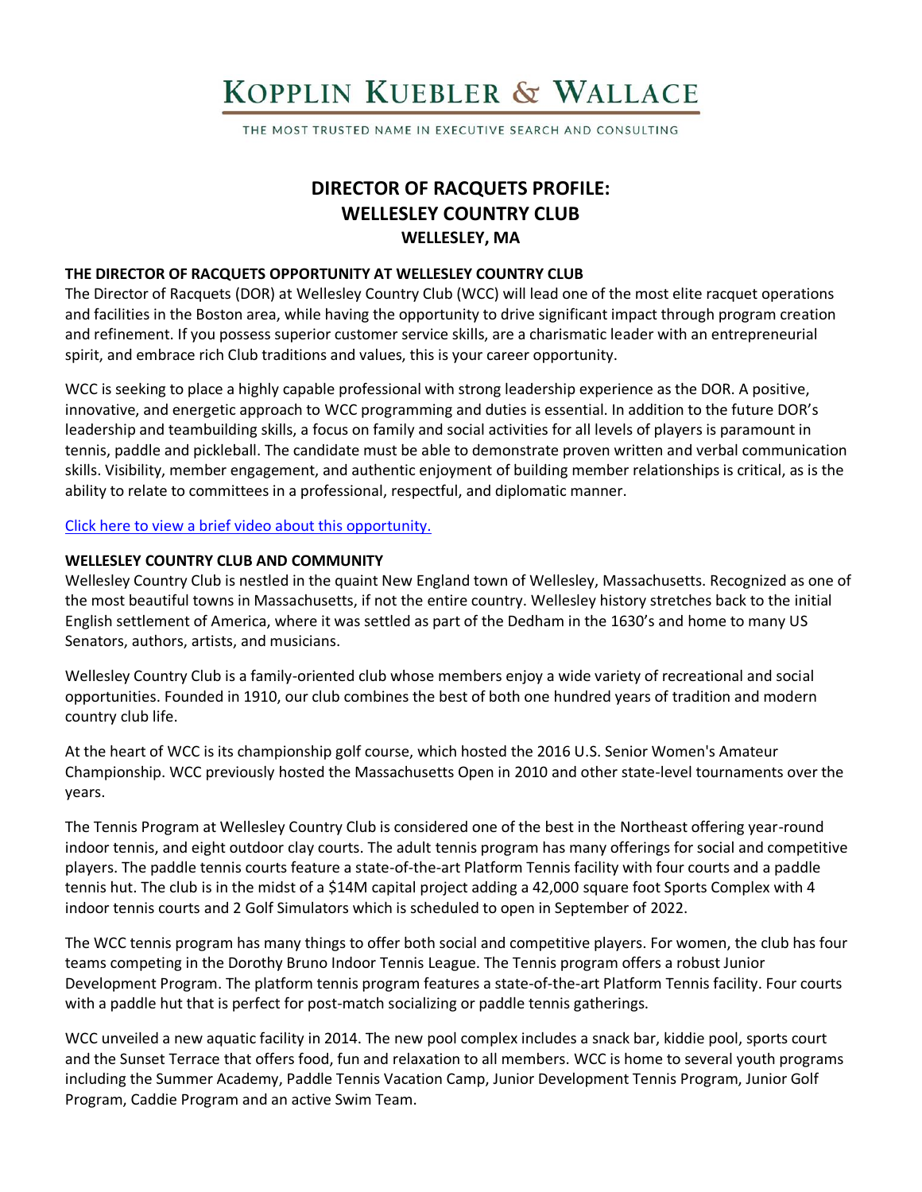# KOPPLIN KUEBLER & WALLACE

THE MOST TRUSTED NAME IN EXECUTIVE SEARCH AND CONSULTING

## DIRECTOR OF RACQUETS PROFILE:
## WELLESLEY COUNTRY CLUB
### WELLESLEY, MA

**THE DIRECTOR OF RACQUETS OPPORTUNITY AT WELLESLEY COUNTRY CLUB**

The Director of Racquets (DOR) at Wellesley Country Club (WCC) will lead one of the most elite racquet operations and facilities in the Boston area, while having the opportunity to drive significant impact through program creation and refinement. If you possess superior customer service skills, are a charismatic leader with an entrepreneurial spirit, and embrace rich Club traditions and values, this is your career opportunity.

WCC is seeking to place a highly capable professional with strong leadership experience as the DOR. A positive, innovative, and energetic approach to WCC programming and duties is essential. In addition to the future DOR's leadership and teambuilding skills, a focus on family and social activities for all levels of players is paramount in tennis, paddle and pickleball. The candidate must be able to demonstrate proven written and verbal communication skills. Visibility, member engagement, and authentic enjoyment of building member relationships is critical, as is the ability to relate to committees in a professional, respectful, and diplomatic manner.

Click here to view a brief video about this opportunity.

**WELLESLEY COUNTRY CLUB AND COMMUNITY**

Wellesley Country Club is nestled in the quaint New England town of Wellesley, Massachusetts. Recognized as one of the most beautiful towns in Massachusetts, if not the entire country. Wellesley history stretches back to the initial English settlement of America, where it was settled as part of the Dedham in the 1630's and home to many US Senators, authors, artists, and musicians.

Wellesley Country Club is a family-oriented club whose members enjoy a wide variety of recreational and social opportunities. Founded in 1910, our club combines the best of both one hundred years of tradition and modern country club life.

At the heart of WCC is its championship golf course, which hosted the 2016 U.S. Senior Women's Amateur Championship. WCC previously hosted the Massachusetts Open in 2010 and other state-level tournaments over the years.

The Tennis Program at Wellesley Country Club is considered one of the best in the Northeast offering year-round indoor tennis, and eight outdoor clay courts. The adult tennis program has many offerings for social and competitive players. The paddle tennis courts feature a state-of-the-art Platform Tennis facility with four courts and a paddle tennis hut. The club is in the midst of a $14M capital project adding a 42,000 square foot Sports Complex with 4 indoor tennis courts and 2 Golf Simulators which is scheduled to open in September of 2022.

The WCC tennis program has many things to offer both social and competitive players. For women, the club has four teams competing in the Dorothy Bruno Indoor Tennis League. The Tennis program offers a robust Junior Development Program. The platform tennis program features a state-of-the-art Platform Tennis facility. Four courts with a paddle hut that is perfect for post-match socializing or paddle tennis gatherings.

WCC unveiled a new aquatic facility in 2014. The new pool complex includes a snack bar, kiddie pool, sports court and the Sunset Terrace that offers food, fun and relaxation to all members. WCC is home to several youth programs including the Summer Academy, Paddle Tennis Vacation Camp, Junior Development Tennis Program, Junior Golf Program, Caddie Program and an active Swim Team.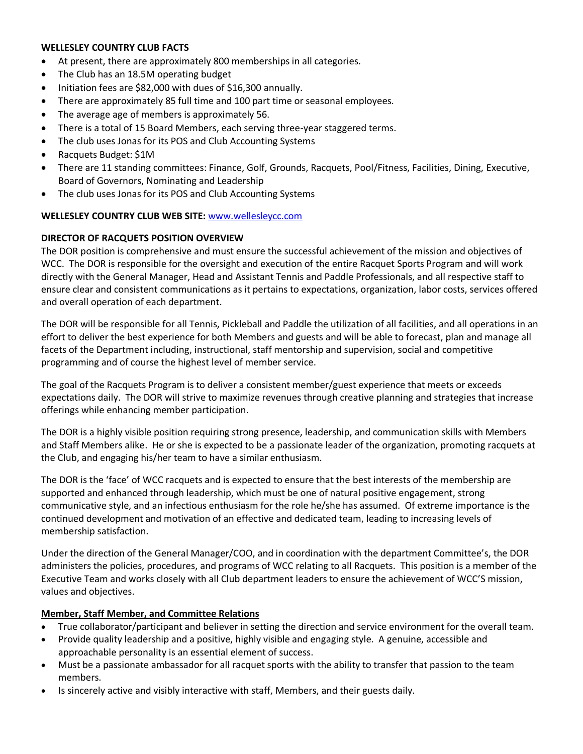**WELLESLEY COUNTRY CLUB FACTS**

- At present, there are approximately 800 memberships in all categories.
- The Club has an 18.5M operating budget
- Initiation fees are $82,000 with dues of $16,300 annually.
- There are approximately 85 full time and 100 part time or seasonal employees.
- The average age of members is approximately 56.
- There is a total of 15 Board Members, each serving three-year staggered terms.
- The club uses Jonas for its POS and Club Accounting Systems
- Racquets Budget: $1M
- There are 11 standing committees: Finance, Golf, Grounds, Racquets, Pool/Fitness, Facilities, Dining, Executive, Board of Governors, Nominating and Leadership
- The club uses Jonas for its POS and Club Accounting Systems

**WELLESLEY COUNTRY CLUB WEB SITE:** www.wellesleycc.com

**DIRECTOR OF RACQUETS POSITION OVERVIEW**

The DOR position is comprehensive and must ensure the successful achievement of the mission and objectives of WCC. The DOR is responsible for the oversight and execution of the entire Racquet Sports Program and will work directly with the General Manager, Head and Assistant Tennis and Paddle Professionals, and all respective staff to ensure clear and consistent communications as it pertains to expectations, organization, labor costs, services offered and overall operation of each department.

The DOR will be responsible for all Tennis, Pickleball and Paddle the utilization of all facilities, and all operations in an effort to deliver the best experience for both Members and guests and will be able to forecast, plan and manage all facets of the Department including, instructional, staff mentorship and supervision, social and competitive programming and of course the highest level of member service.

The goal of the Racquets Program is to deliver a consistent member/guest experience that meets or exceeds expectations daily. The DOR will strive to maximize revenues through creative planning and strategies that increase offerings while enhancing member participation.

The DOR is a highly visible position requiring strong presence, leadership, and communication skills with Members and Staff Members alike. He or she is expected to be a passionate leader of the organization, promoting racquets at the Club, and engaging his/her team to have a similar enthusiasm.

The DOR is the 'face' of WCC racquets and is expected to ensure that the best interests of the membership are supported and enhanced through leadership, which must be one of natural positive engagement, strong communicative style, and an infectious enthusiasm for the role he/she has assumed. Of extreme importance is the continued development and motivation of an effective and dedicated team, leading to increasing levels of membership satisfaction.

Under the direction of the General Manager/COO, and in coordination with the department Committee's, the DOR administers the policies, procedures, and programs of WCC relating to all Racquets. This position is a member of the Executive Team and works closely with all Club department leaders to ensure the achievement of WCC'S mission, values and objectives.

**Member, Staff Member, and Committee Relations**

- True collaborator/participant and believer in setting the direction and service environment for the overall team.
- Provide quality leadership and a positive, highly visible and engaging style. A genuine, accessible and approachable personality is an essential element of success.
- Must be a passionate ambassador for all racquet sports with the ability to transfer that passion to the team members.
- Is sincerely active and visibly interactive with staff, Members, and their guests daily.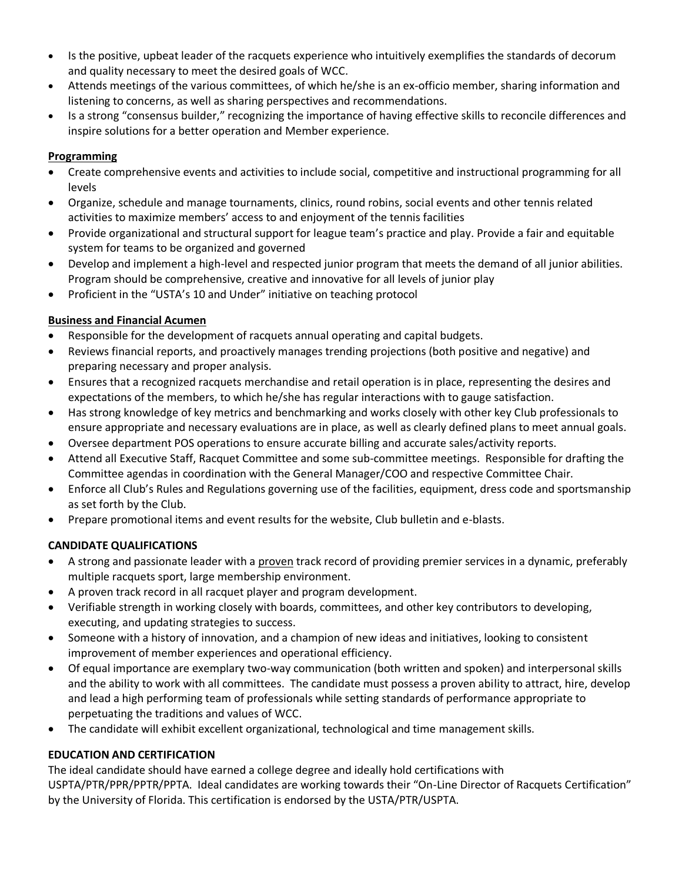- Is the positive, upbeat leader of the racquets experience who intuitively exemplifies the standards of decorum and quality necessary to meet the desired goals of WCC.
- Attends meetings of the various committees, of which he/she is an ex-officio member, sharing information and listening to concerns, as well as sharing perspectives and recommendations.
- Is a strong "consensus builder," recognizing the importance of having effective skills to reconcile differences and inspire solutions for a better operation and Member experience.

**Programming**

- Create comprehensive events and activities to include social, competitive and instructional programming for all levels
- Organize, schedule and manage tournaments, clinics, round robins, social events and other tennis related activities to maximize members' access to and enjoyment of the tennis facilities
- Provide organizational and structural support for league team's practice and play. Provide a fair and equitable system for teams to be organized and governed
- Develop and implement a high-level and respected junior program that meets the demand of all junior abilities. Program should be comprehensive, creative and innovative for all levels of junior play
- Proficient in the "USTA's 10 and Under" initiative on teaching protocol

**Business and Financial Acumen**

- Responsible for the development of racquets annual operating and capital budgets.
- Reviews financial reports, and proactively manages trending projections (both positive and negative) and preparing necessary and proper analysis.
- Ensures that a recognized racquets merchandise and retail operation is in place, representing the desires and expectations of the members, to which he/she has regular interactions with to gauge satisfaction.
- Has strong knowledge of key metrics and benchmarking and works closely with other key Club professionals to ensure appropriate and necessary evaluations are in place, as well as clearly defined plans to meet annual goals.
- Oversee department POS operations to ensure accurate billing and accurate sales/activity reports.
- Attend all Executive Staff, Racquet Committee and some sub-committee meetings. Responsible for drafting the Committee agendas in coordination with the General Manager/COO and respective Committee Chair.
- Enforce all Club's Rules and Regulations governing use of the facilities, equipment, dress code and sportsmanship as set forth by the Club.
- Prepare promotional items and event results for the website, Club bulletin and e-blasts.

## CANDIDATE QUALIFICATIONS

- A strong and passionate leader with a proven track record of providing premier services in a dynamic, preferably multiple racquets sport, large membership environment.
- A proven track record in all racquet player and program development.
- Verifiable strength in working closely with boards, committees, and other key contributors to developing, executing, and updating strategies to success.
- Someone with a history of innovation, and a champion of new ideas and initiatives, looking to consistent improvement of member experiences and operational efficiency.
- Of equal importance are exemplary two-way communication (both written and spoken) and interpersonal skills and the ability to work with all committees. The candidate must possess a proven ability to attract, hire, develop and lead a high performing team of professionals while setting standards of performance appropriate to perpetuating the traditions and values of WCC.
- The candidate will exhibit excellent organizational, technological and time management skills.

## EDUCATION AND CERTIFICATION

The ideal candidate should have earned a college degree and ideally hold certifications with USPTA/PTR/PPR/PPTR/PPTA. Ideal candidates are working towards their "On-Line Director of Racquets Certification" by the University of Florida. This certification is endorsed by the USTA/PTR/USPTA.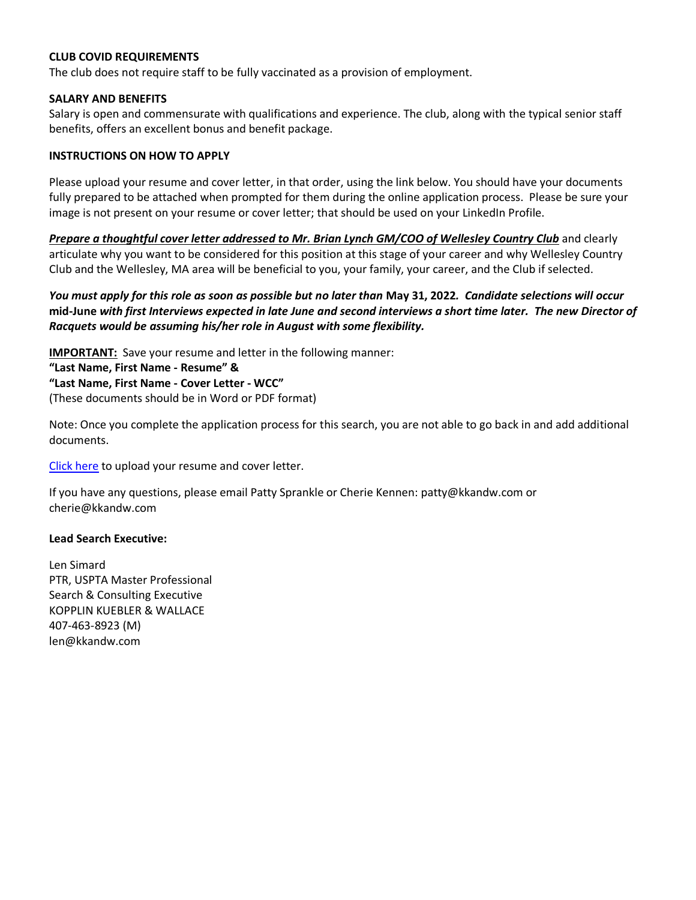**CLUB COVID REQUIREMENTS**

The club does not require staff to be fully vaccinated as a provision of employment.

**SALARY AND BENEFITS**

Salary is open and commensurate with qualifications and experience. The club, along with the typical senior staff benefits, offers an excellent bonus and benefit package.

**INSTRUCTIONS ON HOW TO APPLY**

Please upload your resume and cover letter, in that order, using the link below. You should have your documents fully prepared to be attached when prompted for them during the online application process. Please be sure your image is not present on your resume or cover letter; that should be used on your LinkedIn Profile.

***Prepare a thoughtful cover letter addressed to Mr. Brian Lynch GM/COO of Wellesley Country Club*** and clearly articulate why you want to be considered for this position at this stage of your career and why Wellesley Country Club and the Wellesley, MA area will be beneficial to you, your family, your career, and the Club if selected.

***You must apply for this role as soon as possible but no later than* May 31, 2022*. Candidate selections will occur* mid-June *with first Interviews expected in late June and second interviews a short time later. The new Director of Racquets would be assuming his/her role in August with some flexibility.***

**IMPORTANT:** Save your resume and letter in the following manner:
**"Last Name, First Name - Resume" &**
**"Last Name, First Name - Cover Letter - WCC"**
(These documents should be in Word or PDF format)

Note: Once you complete the application process for this search, you are not able to go back in and add additional documents.

Click here to upload your resume and cover letter.

If you have any questions, please email Patty Sprankle or Cherie Kennen: patty@kkandw.com or cherie@kkandw.com

**Lead Search Executive:**

Len Simard
PTR, USPTA Master Professional
Search & Consulting Executive
KOPPLIN KUEBLER & WALLACE
407-463-8923 (M)
len@kkandw.com